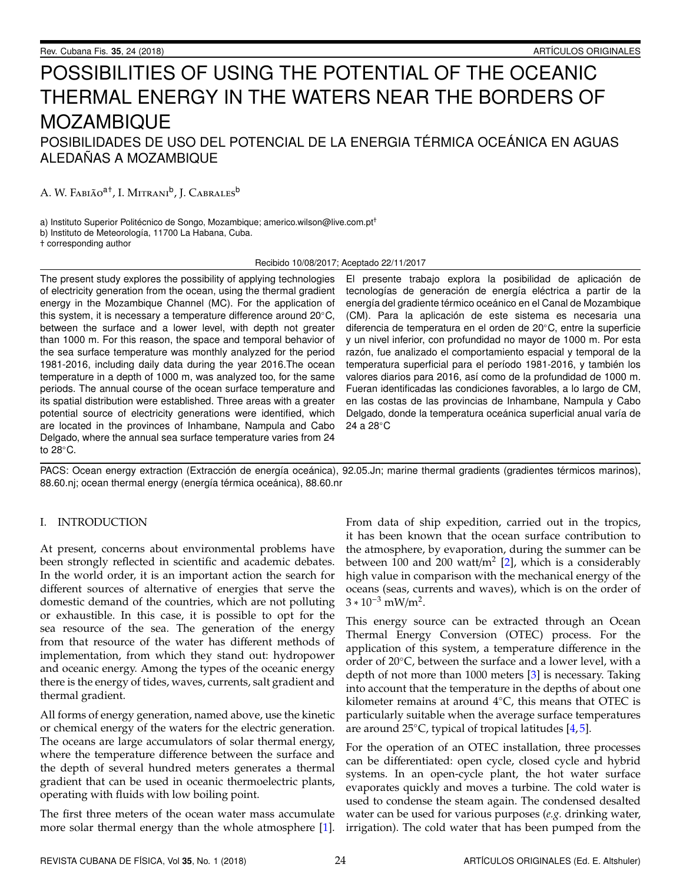# POSSIBILITIES OF USING THE POTENTIAL OF THE OCEANIC THERMAL ENERGY IN THE WATERS NEAR THE BORDERS OF MOZAMBIQUE

## POSIBILIDADES DE USO DEL POTENCIAL DE LA ENERGIA TÉRMICA OCEÁNICA EN AGUAS ALEDAÑAS A MOZAMBIQUE

A. W. Fabião[a†], I. Mitrani[b], J. Cabrales[b]

a) Instituto Superior Politécnico de Songo, Mozambique; americo.wilson@live.com.pt[†]
b) Instituto de Meteorología, 11700 La Habana, Cuba.
† corresponding author

Recibido 10/08/2017; Aceptado 22/11/2017

The present study explores the possibility of applying technologies of electricity generation from the ocean, using the thermal gradient energy in the Mozambique Channel (MC). For the application of this system, it is necessary a temperature difference around 20°C, between the surface and a lower level, with depth not greater than 1000 m. For this reason, the space and temporal behavior of the sea surface temperature was monthly analyzed for the period 1981-2016, including daily data during the year 2016.The ocean temperature in a depth of 1000 m, was analyzed too, for the same periods. The annual course of the ocean surface temperature and its spatial distribution were established. Three areas with a greater potential source of electricity generations were identified, which are located in the provinces of Inhambane, Nampula and Cabo Delgado, where the annual sea surface temperature varies from 24 to 28°C.

El presente trabajo explora la posibilidad de aplicación de tecnologías de generación de energía eléctrica a partir de la energía del gradiente térmico oceánico en el Canal de Mozambique (CM). Para la aplicación de este sistema es necesaria una diferencia de temperatura en el orden de 20°C, entre la superficie y un nivel inferior, con profundidad no mayor de 1000 m. Por esta razón, fue analizado el comportamiento espacial y temporal de la temperatura superficial para el período 1981-2016, y también los valores diarios para 2016, así como de la profundidad de 1000 m. Fueran identificadas las condiciones favorables, a lo largo de CM, en las costas de las provincias de Inhambane, Nampula y Cabo Delgado, donde la temperatura oceánica superficial anual varía de 24 a 28°C

PACS: Ocean energy extraction (Extracción de energía oceánica), 92.05.Jn; marine thermal gradients (gradientes térmicos marinos), 88.60.nj; ocean thermal energy (energía térmica oceánica), 88.60.nr

## I. INTRODUCTION

At present, concerns about environmental problems have been strongly reflected in scientific and academic debates. In the world order, it is an important action the search for different sources of alternative of energies that serve the domestic demand of the countries, which are not polluting or exhaustible. In this case, it is possible to opt for the sea resource of the sea. The generation of the energy from that resource of the water has different methods of implementation, from which they stand out: hydropower and oceanic energy. Among the types of the oceanic energy there is the energy of tides, waves, currents, salt gradient and thermal gradient.

All forms of energy generation, named above, use the kinetic or chemical energy of the waters for the electric generation. The oceans are large accumulators of solar thermal energy, where the temperature difference between the surface and the depth of several hundred meters generates a thermal gradient that can be used in oceanic thermoelectric plants, operating with fluids with low boiling point.

The first three meters of the ocean water mass accumulate more solar thermal energy than the whole atmosphere [1]. From data of ship expedition, carried out in the tropics, it has been known that the ocean surface contribution to the atmosphere, by evaporation, during the summer can be between 100 and 200 watt/m$^2$ [2], which is a considerably high value in comparison with the mechanical energy of the oceans (seas, currents and waves), which is on the order of $3 * 10^{-3}$ mW/m$^2$.

This energy source can be extracted through an Ocean Thermal Energy Conversion (OTEC) process. For the application of this system, a temperature difference in the order of 20°C, between the surface and a lower level, with a depth of not more than 1000 meters [3] is necessary. Taking into account that the temperature in the depths of about one kilometer remains at around 4°C, this means that OTEC is particularly suitable when the average surface temperatures are around 25°C, typical of tropical latitudes [4,5].

For the operation of an OTEC installation, three processes can be differentiated: open cycle, closed cycle and hybrid systems. In an open-cycle plant, the hot water surface evaporates quickly and moves a turbine. The cold water is used to condense the steam again. The condensed desalted water can be used for various purposes (*e.g.* drinking water, irrigation). The cold water that has been pumped from the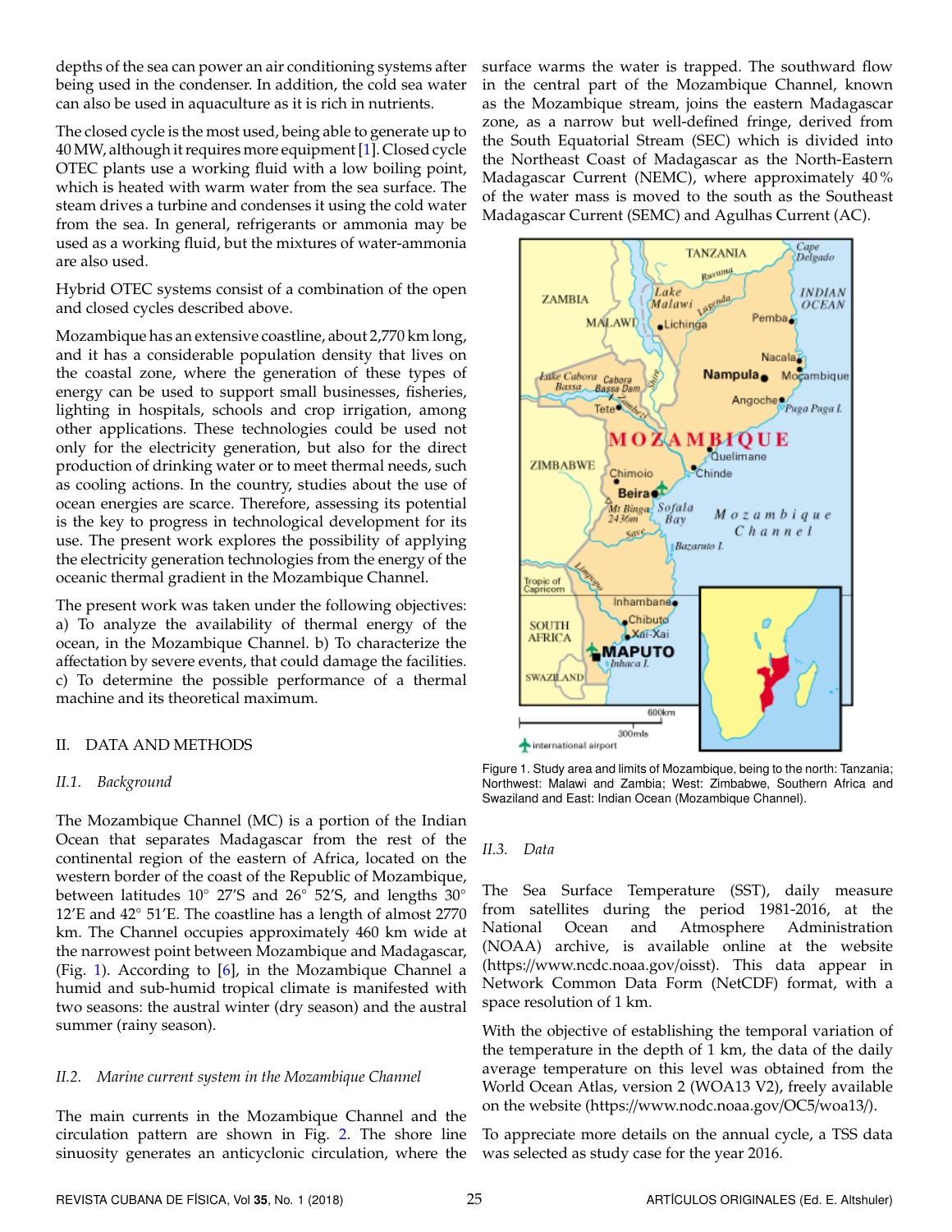depths of the sea can power an air conditioning systems after being used in the condenser. In addition, the cold sea water can also be used in aquaculture as it is rich in nutrients.

The closed cycle is the most used, being able to generate up to 40 MW, although it requires more equipment [1]. Closed cycle OTEC plants use a working fluid with a low boiling point, which is heated with warm water from the sea surface. The steam drives a turbine and condenses it using the cold water from the sea. In general, refrigerants or ammonia may be used as a working fluid, but the mixtures of water-ammonia are also used.

Hybrid OTEC systems consist of a combination of the open and closed cycles described above.

Mozambique has an extensive coastline, about 2,770 km long, and it has a considerable population density that lives on the coastal zone, where the generation of these types of energy can be used to support small businesses, fisheries, lighting in hospitals, schools and crop irrigation, among other applications. These technologies could be used not only for the electricity generation, but also for the direct production of drinking water or to meet thermal needs, such as cooling actions. In the country, studies about the use of ocean energies are scarce. Therefore, assessing its potential is the key to progress in technological development for its use. The present work explores the possibility of applying the electricity generation technologies from the energy of the oceanic thermal gradient in the Mozambique Channel.

The present work was taken under the following objectives: a) To analyze the availability of thermal energy of the ocean, in the Mozambique Channel. b) To characterize the affectation by severe events, that could damage the facilities. c) To determine the possible performance of a thermal machine and its theoretical maximum.

## II. DATA AND METHODS

### *II.1. Background*

The Mozambique Channel (MC) is a portion of the Indian Ocean that separates Madagascar from the rest of the continental region of Africa, located on the western border of the coast of the Republic of Mozambique, between latitudes 10° 27'S and 26° 52'S, and lengths 30° 12'E and 42° 51'E. The coastline has a length of almost 2770 km. The Channel occupies approximately 460 km wide at the narrowest point between Mozambique and Madagascar, (Fig. 1). According to [6], in the Mozambique Channel a humid and sub-humid tropical climate is manifested with two seasons: the austral winter (dry season) and the austral summer (rainy season).

### *II.2. Marine current system in the Mozambique Channel*

The main currents in the Mozambique Channel and the circulation pattern are shown in Fig. 2. The shore line sinuosity generates an anticyclonic circulation, where the surface warms the water is trapped. The southward flow in the central part of the Mozambique Channel, known as the Mozambique stream, joins the eastern Madagascar zone, as a narrow but well-defined fringe, derived from the South Equatorial Stream (SEC) which is divided into the Northeast Coast of Madagascar as the North-Eastern Madagascar Current (NEMC), where approximately 40 % of the water mass is moved to the south as the Southeast Madagascar Current (SEMC) and Agulhas Current (AC).

Figure 1. Study area and limits of Mozambique, being to the north: Tanzania; Northwest: Malawi and Zambia; West: Zimbabwe, Southern Africa and Swaziland and East: Indian Ocean (Mozambique Channel).

### *II.3. Data*

The Sea Surface Temperature (SST), daily measure from satellites during the period 1981-2016, at the National Ocean and Atmosphere Administration (NOAA) archive, is available online at the website (https://www.ncdc.noaa.gov/oisst). This data appear in Network Common Data Form (NetCDF) format, with a space resolution of 1 km.

With the objective of establishing the temporal variation of the temperature in the depth of 1 km, the data of the daily average temperature on this level was obtained from the World Ocean Atlas, version 2 (WOA13 V2), freely available on the website (https://www.nodc.noaa.gov/OC5/woa13/).

To appreciate more details on the annual cycle, a TSS data was selected as study case for the year 2016.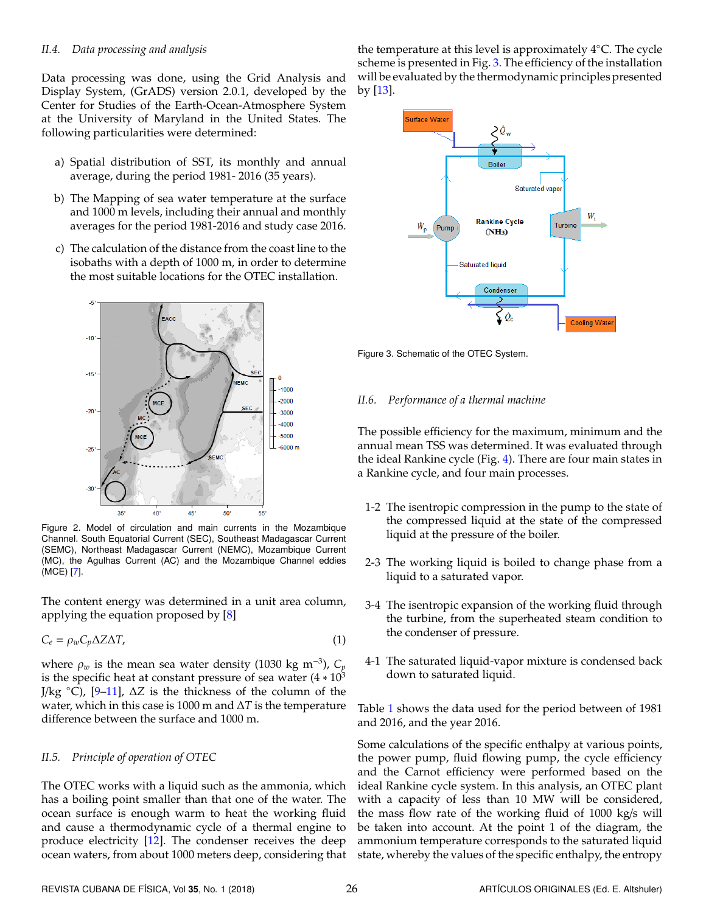### II.4. Data processing and analysis

Data processing was done, using the Grid Analysis and Display System, (GrADS) version 2.0.1, developed by the Center for Studies of the Earth-Ocean-Atmosphere System at the University of Maryland in the United States. The following particularities were determined:

a) Spatial distribution of SST, its monthly and annual average, during the period 1981- 2016 (35 years).

b) The Mapping of sea water temperature at the surface and 1000 m levels, including their annual and monthly averages for the period 1981-2016 and study case 2016.

c) The calculation of the distance from the coast line to the isobaths with a depth of 1000 m, in order to determine the most suitable locations for the OTEC installation.

Figure 2. Model of circulation and main currents in the Mozambique Channel. South Equatorial Current (SEC), Southeast Madagascar Current (SEMC), Northeast Madagascar Current (NEMC), Mozambique Current (MC), the Agulhas Current (AC) and the Mozambique Channel eddies (MCE) [7].

The content energy was determined in a unit area column, applying the equation proposed by [8]

$$C_e = \rho_w C_p \Delta Z \Delta T, \tag{1}$$

where $\rho_w$ is the mean sea water density (1030 kg m$^{-3}$), $C_p$ is the specific heat at constant pressure of sea water ($4 * 10^3$ J/kg °C), [9–11], $\Delta Z$ is the thickness of the column of the water, which in this case is 1000 m and $\Delta T$ is the temperature difference between the surface and 1000 m.

### II.5. Principle of operation of OTEC

The OTEC works with a liquid such as the ammonia, which has a boiling point smaller than that one of the water. The ocean surface is enough warm to heat the working fluid and cause a thermodynamic cycle of a thermal engine to produce electricity [12]. The condenser receives the deep ocean waters, from about 1000 meters deep, considering that the temperature at this level is approximately 4°C. The cycle scheme is presented in Fig. 3. The efficiency of the installation will be evaluated by the thermodynamic principles presented by [13].

Figure 3. Schematic of the OTEC System.

### II.6. Performance of a thermal machine

The possible efficiency for the maximum, minimum and the annual mean TSS was determined. It was evaluated through the ideal Rankine cycle (Fig. 4). There are four main states in a Rankine cycle, and four main processes.

1-2 The isentropic compression in the pump to the state of the compressed liquid at the state of the compressed liquid at the pressure of the boiler.

2-3 The working liquid is boiled to change phase from a liquid to a saturated vapor.

3-4 The isentropic expansion of the working fluid through the turbine, from the superheated steam condition to the condenser of pressure.

4-1 The saturated liquid-vapor mixture is condensed back down to saturated liquid.

Table 1 shows the data used for the period between of 1981 and 2016, and the year 2016.

Some calculations of the specific enthalpy at various points, the power pump, fluid flowing pump, the cycle efficiency and the Carnot efficiency were performed based on the ideal Rankine cycle system. In this analysis, an OTEC plant with a capacity of less than 10 MW will be considered, the mass flow rate of the working fluid of 1000 kg/s will be taken into account. At the point 1 of the diagram, the ammonium temperature corresponds to the saturated liquid state, whereby the values of the specific enthalpy, the entropy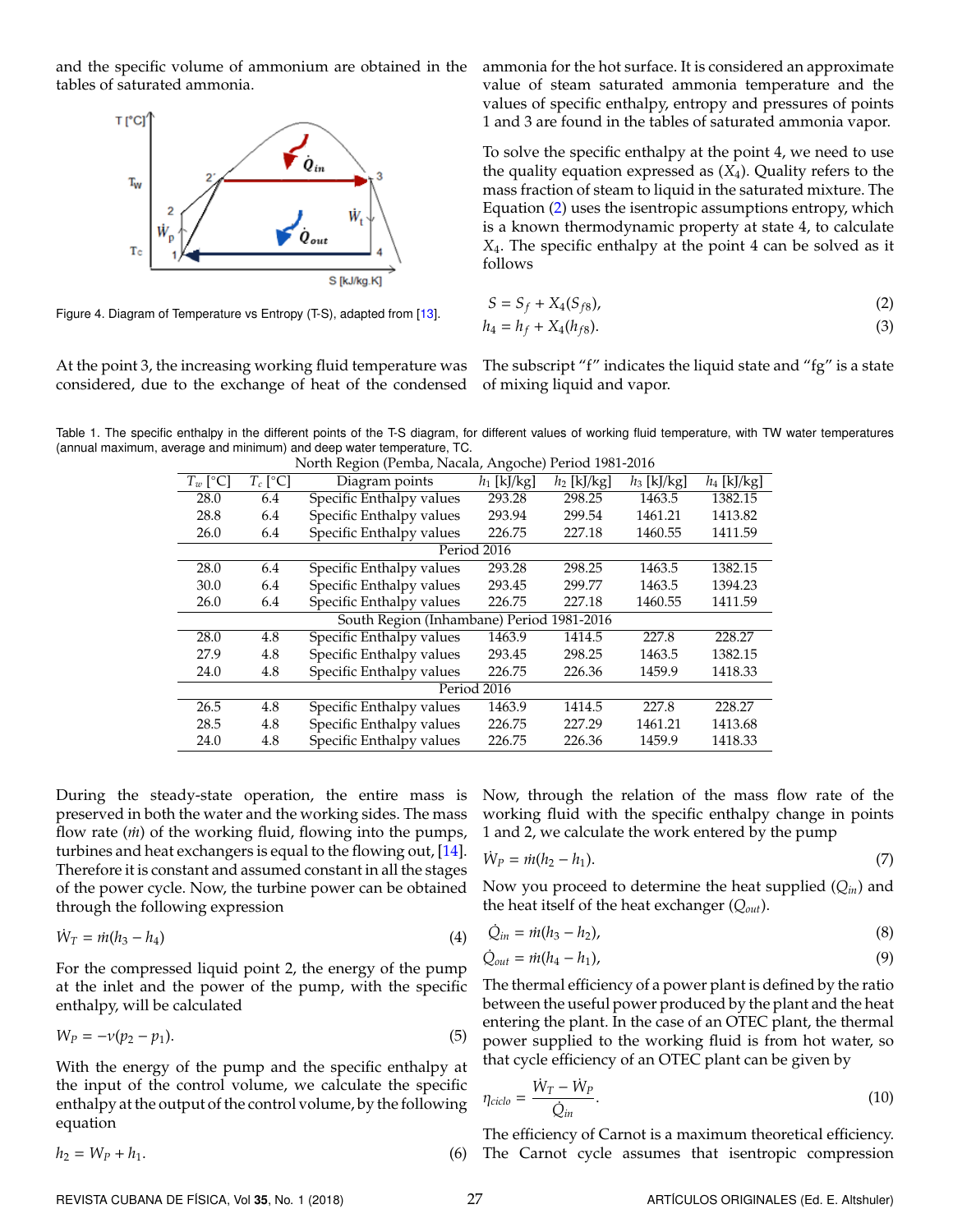and the specific volume of ammonium are obtained in the tables of saturated ammonia.

Figure 4. Diagram of Temperature vs Entropy (T-S), adapted from [13].

At the point 3, the increasing working fluid temperature was considered, due to the exchange of heat of the condensed ammonia for the hot surface. It is considered an approximate value of steam saturated ammonia temperature and the values of specific enthalpy, entropy and pressures of points 1 and 3 are found in the tables of saturated ammonia vapor.

To solve the specific enthalpy at the point 4, we need to use the quality equation expressed as ($X_4$). Quality refers to the mass fraction of steam to liquid in the saturated mixture. The Equation (2) uses the isentropic assumptions entropy, which is a known thermodynamic property at state 4, to calculate $X_4$. The specific enthalpy at the point 4 can be solved as it follows

$$S = S_f + X_4(S_{fg}), \tag{2}$$

$$h_4 = h_f + X_4(h_{fg}). \tag{3}$$

The subscript "f" indicates the liquid state and "fg" is a state of mixing liquid and vapor.

Table 1. The specific enthalpy in the different points of the T-S diagram, for different values of working fluid temperature, with TW water temperatures (annual maximum, average and minimum) and deep water temperature, TC.

| $T_w$ [°C] | $T_c$ [°C] | Diagram points | $h_1$ [kJ/kg] | $h_2$ [kJ/kg] | $h_3$ [kJ/kg] | $h_4$ [kJ/kg] |
|---|---|---|---|---|---|---|
| North Region (Pemba, Nacala, Angoche) Period 1981-2016 | | | | | | |
| 28.0 | 6.4 | Specific Enthalpy values | 293.28 | 298.25 | 1463.5 | 1382.15 |
| 28.8 | 6.4 | Specific Enthalpy values | 293.94 | 299.54 | 1461.21 | 1413.82 |
| 26.0 | 6.4 | Specific Enthalpy values | 226.75 | 227.18 | 1460.55 | 1411.59 |
| Period 2016 | | | | | | |
| 28.0 | 6.4 | Specific Enthalpy values | 293.28 | 298.25 | 1463.5 | 1382.15 |
| 30.0 | 6.4 | Specific Enthalpy values | 293.45 | 299.77 | 1463.5 | 1394.23 |
| 26.0 | 6.4 | Specific Enthalpy values | 226.75 | 227.18 | 1460.55 | 1411.59 |
| South Region (Inhambane) Period 1981-2016 | | | | | | |
| 28.0 | 4.8 | Specific Enthalpy values | 1463.9 | 1414.5 | 227.8 | 228.27 |
| 27.9 | 4.8 | Specific Enthalpy values | 293.45 | 298.25 | 1463.5 | 1382.15 |
| 24.0 | 4.8 | Specific Enthalpy values | 226.75 | 226.36 | 1459.9 | 1418.33 |
| Period 2016 | | | | | | |
| 26.5 | 4.8 | Specific Enthalpy values | 1463.9 | 1414.5 | 227.8 | 228.27 |
| 28.5 | 4.8 | Specific Enthalpy values | 226.75 | 227.29 | 1461.21 | 1413.68 |
| 24.0 | 4.8 | Specific Enthalpy values | 226.75 | 226.36 | 1459.9 | 1418.33 |

During the steady-state operation, the entire mass is preserved in both the water and the working sides. The mass flow rate ($\dot{m}$) of the working fluid, flowing into the pumps, turbines and heat exchangers is equal to the flowing out, [14]. Therefore it is constant and assumed constant in all the stages of the power cycle. Now, the turbine power can be obtained through the following expression

$$\dot{W}_T = \dot{m}(h_3 - h_4) \tag{4}$$

For the compressed liquid point 2, the energy of the pump at the inlet and the power of the pump, with the specific enthalpy, will be calculated

$$W_P = -v(p_2 - p_1). \tag{5}$$

With the energy of the pump and the specific enthalpy at the input of the control volume, we calculate the specific enthalpy at the output of the control volume, by the following equation

$$h_2 = W_P + h_1. \tag{6}$$

Now, through the relation of the mass flow rate of the working fluid with the specific enthalpy change in points 1 and 2, we calculate the work entered by the pump

$$\dot{W}_P = \dot{m}(h_2 - h_1). \tag{7}$$

Now you proceed to determine the heat supplied ($Q_{in}$) and the heat itself of the heat exchanger ($Q_{out}$).

$$\dot{Q}_{in} = \dot{m}(h_3 - h_2), \tag{8}$$

$$\dot{Q}_{out} = \dot{m}(h_4 - h_1), \tag{9}$$

The thermal efficiency of a power plant is defined by the ratio between the useful power produced by the plant and the heat entering the plant. In the case of an OTEC plant, the thermal power supplied to the working fluid is from hot water, so that cycle efficiency of an OTEC plant can be given by

$$\eta_{ciclo} = \frac{\dot{W}_T - \dot{W}_P}{\dot{Q}_{in}}. \tag{10}$$

The efficiency of Carnot is a maximum theoretical efficiency. The Carnot cycle assumes that isentropic compression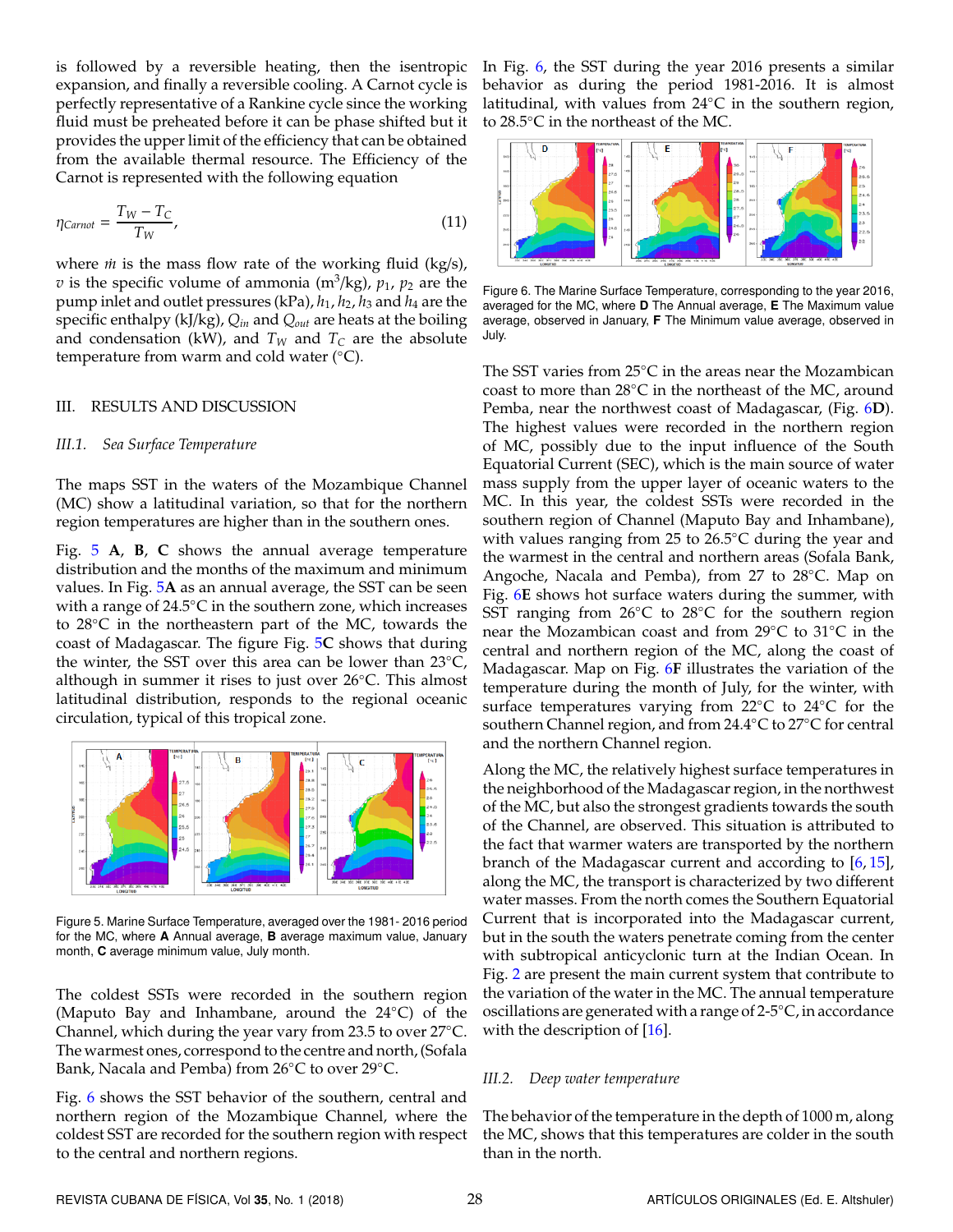is followed by a reversible heating, then the isentropic expansion, and finally a reversible cooling. A Carnot cycle is perfectly representative of a Rankine cycle since the working fluid must be preheated before it can be phase shifted but it provides the upper limit of the efficiency that can be obtained from the available thermal resource. The Efficiency of the Carnot is represented with the following equation

$$\eta_{Carnot} = \frac{T_W - T_C}{T_W}, \tag{11}$$

where $\dot{m}$ is the mass flow rate of the working fluid (kg/s), $v$ is the specific volume of ammonia (m$^3$/kg), $p_1$, $p_2$ are the pump inlet and outlet pressures (kPa), $h_1$, $h_2$, $h_3$ and $h_4$ are the specific enthalpy (kJ/kg), $Q_{in}$ and $Q_{out}$ are heats at the boiling and condensation (kW), and $T_W$ and $T_C$ are the absolute temperature from warm and cold water (°C).

## III. RESULTS AND DISCUSSION

### *III.1. Sea Surface Temperature*

The maps SST in the waters of the Mozambique Channel (MC) show a latitudinal variation, so that for the northern region temperatures are higher than in the southern ones.

Fig. 5 **A**, **B**, **C** shows the annual average temperature distribution and the months of the maximum and minimum values. In Fig. 5**A** as an annual average, the SST can be seen with a range of 24.5°C in the southern zone, which increases to 28°C in the northeastern part of the MC, towards the coast of Madagascar. The figure Fig. 5**C** shows that during the winter, the SST over this area can be lower than 23°C, although in summer it rises to just over 26°C. This almost latitudinal distribution, responds to the regional oceanic circulation, typical of this tropical zone.

Figure 5. Marine Surface Temperature, averaged over the 1981- 2016 period for the MC, where **A** Annual average, **B** average maximum value, January month, **C** average minimum value, July month.

The coldest SSTs were recorded in the southern region (Maputo Bay and Inhambane, around the 24°C) of the Channel, which during the year vary from 23.5 to over 27°C. The warmest ones, correspond to the centre and north, (Sofala Bank, Nacala and Pemba) from 26°C to over 29°C.

Fig. 6 shows the SST behavior of the southern, central and northern region of the Mozambique Channel, where the coldest SST are recorded for the southern region with respect to the central and northern regions.

In Fig. 6, the SST during the year 2016 presents a similar behavior as during the period 1981-2016. It is almost latitudinal, with values from 24°C in the southern region, to 28.5°C in the northeast of the MC.

Figure 6. The Marine Surface Temperature, corresponding to the year 2016, averaged for the MC, where **D** The Annual average, **E** The Maximum value average, observed in January, **F** The Minimum value average, observed in July.

The SST varies from 25°C in the areas near the Mozambican coast to more than 28°C in the northeast of the MC, around Pemba, near the northwest coast of Madagascar, (Fig. 6**D**). The highest values were recorded in the northern region of MC, possibly due to the input influence of the South Equatorial Current (SEC), which is the main source of water mass supply from the upper layer of oceanic waters to the MC. In this year, the coldest SSTs were recorded in the southern region of Channel (Maputo Bay and Inhambane), with values ranging from 25 to 26.5°C during the year and the warmest in the central and northern areas (Sofala Bank, Angoche, Nacala and Pemba), from 27 to 28°C. Map on Fig. 6**E** shows hot surface waters during the summer, with SST ranging from 26°C to 28°C for the southern region near the Mozambican coast and from 29°C to 31°C in the central and northern region of the MC, along the coast of Madagascar. Map on Fig. 6**F** illustrates the variation of the temperature during the month of July, for the winter, with surface temperatures varying from 22°C to 24°C for the southern Channel region, and from 24.4°C to 27°C for central and the northern Channel region.

Along the MC, the relatively highest surface temperatures in the neighborhood of the Madagascar region, in the northwest of the MC, but also the strongest gradients towards the south of the Channel, are observed. This situation is attributed to the fact that warmer waters are transported by the northern branch of the Madagascar current and according to [6, 15], along the MC, the transport is characterized by two different water masses. From the north comes the Southern Equatorial Current that is incorporated into the Madagascar current, but in the south the waters penetrate coming from the center with subtropical anticyclonic turn at the Indian Ocean. In Fig. 2 are present the main current system that contribute to the variation of the water in the MC. The annual temperature oscillations are generated with a range of 2-5°C, in accordance with the description of [16].

### *III.2. Deep water temperature*

The behavior of the temperature in the depth of 1000 m, along the MC, shows that this temperatures are colder in the south than in the north.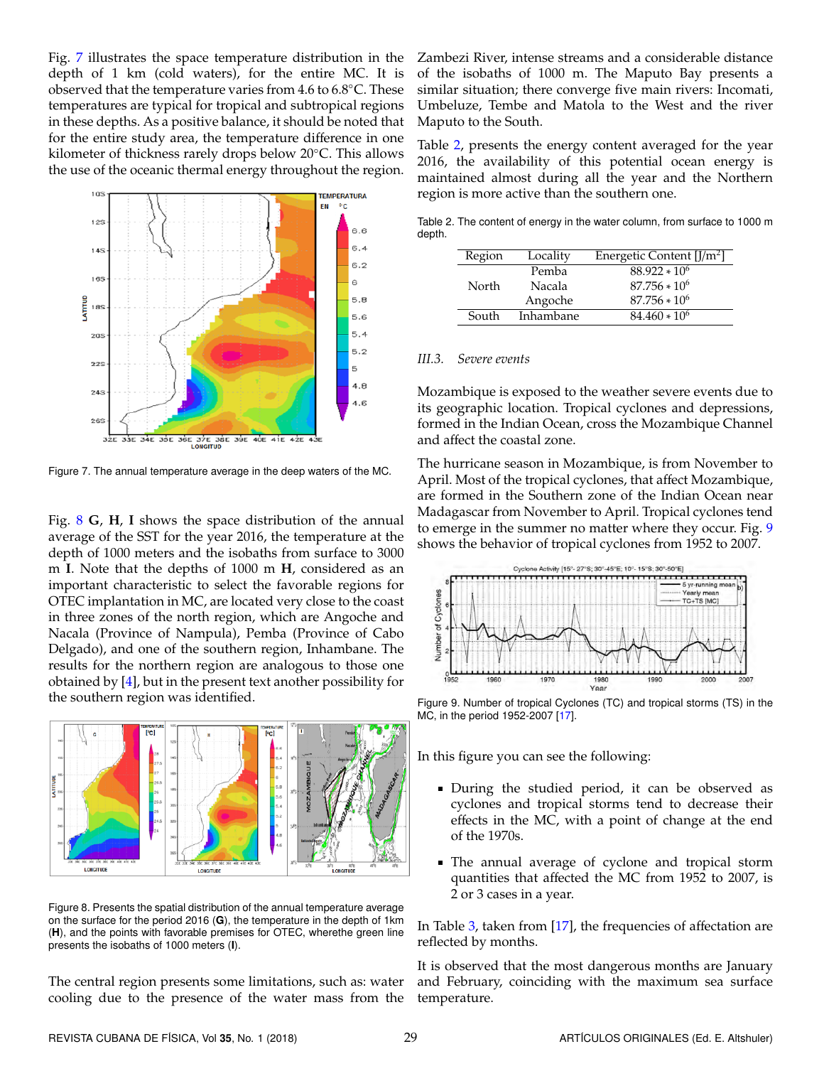Fig. 7 illustrates the space temperature distribution in the depth of 1 km (cold waters), for the entire MC. It is observed that the temperature varies from 4.6 to 6.8°C. These temperatures are typical for tropical and subtropical regions in these depths. As a positive balance, it should be noted that for the entire study area, the temperature difference in one kilometer of thickness rarely drops below 20°C. This allows the use of the oceanic thermal energy throughout the region.

Figure 7. The annual temperature average in the deep waters of the MC.

Fig. 8 **G**, **H**, **I** shows the space distribution of the annual average of the SST for the year 2016, the temperature at the depth of 1000 meters and the isobaths from surface to 3000 m **I**. Note that the depths of 1000 m **H**, considered as an important characteristic to select the favorable regions for OTEC implantation in MC, are located very close to the coast in three zones of the north region, which are Angoche and Nacala (Province of Nampula), Pemba (Province of Cabo Delgado), and one of the southern region, Inhambane. The results for the northern region are analogous to those one obtained by [4], but in the present text another possibility for the southern region was identified.

Figure 8. Presents the spatial distribution of the annual temperature average on the surface for the period 2016 (**G**), the temperature in the depth of 1km (**H**), and the points with favorable premises for OTEC, wherethe green line presents the isobaths of 1000 meters (**I**).

The central region presents some limitations, such as: water cooling due to the presence of the water mass from the Zambezi River, intense streams and a considerable distance of the isobaths of 1000 m. The Maputo Bay presents a similar situation; there converge five main rivers: Incomati, Umbeluze, Tembe and Matola to the West and the river Maputo to the South.

Table 2, presents the energy content averaged for the year 2016, the availability of this potential ocean energy is maintained almost during all the year and the Northern region is more active than the southern one.

Table 2. The content of energy in the water column, from surface to 1000 m depth.

| Region | Locality | Energetic Content [J/m$^2$] |
|---|---|---|
| North | Pemba | $88.922 * 10^6$ |
| | Nacala | $87.756 * 10^6$ |
| | Angoche | $87.756 * 10^6$ |
| South | Inhambane | $84.460 * 10^6$ |

### III.3. *Severe events*

Mozambique is exposed to the weather severe events due to its geographic location. Tropical cyclones and depressions, formed in the Indian Ocean, cross the Mozambique Channel and affect the coastal zone.

The hurricane season in Mozambique, is from November to April. Most of the tropical cyclones, that affect Mozambique, are formed in the Southern zone of the Indian Ocean near Madagascar from November to April. Tropical cyclones tend to emerge in the summer no matter where they occur. Fig. 9 shows the behavior of tropical cyclones from 1952 to 2007.

Figure 9. Number of tropical Cyclones (TC) and tropical storms (TS) in the MC, in the period 1952-2007 [17].

In this figure you can see the following:

- During the studied period, it can be observed as cyclones and tropical storms tend to decrease their effects in the MC, with a point of change at the end of the 1970s.
- The annual average of cyclone and tropical storm quantities that affected the MC from 1952 to 2007, is 2 or 3 cases in a year.

In Table 3, taken from [17], the frequencies of affectation are reflected by months.

It is observed that the most dangerous months are January and February, coinciding with the maximum sea surface temperature.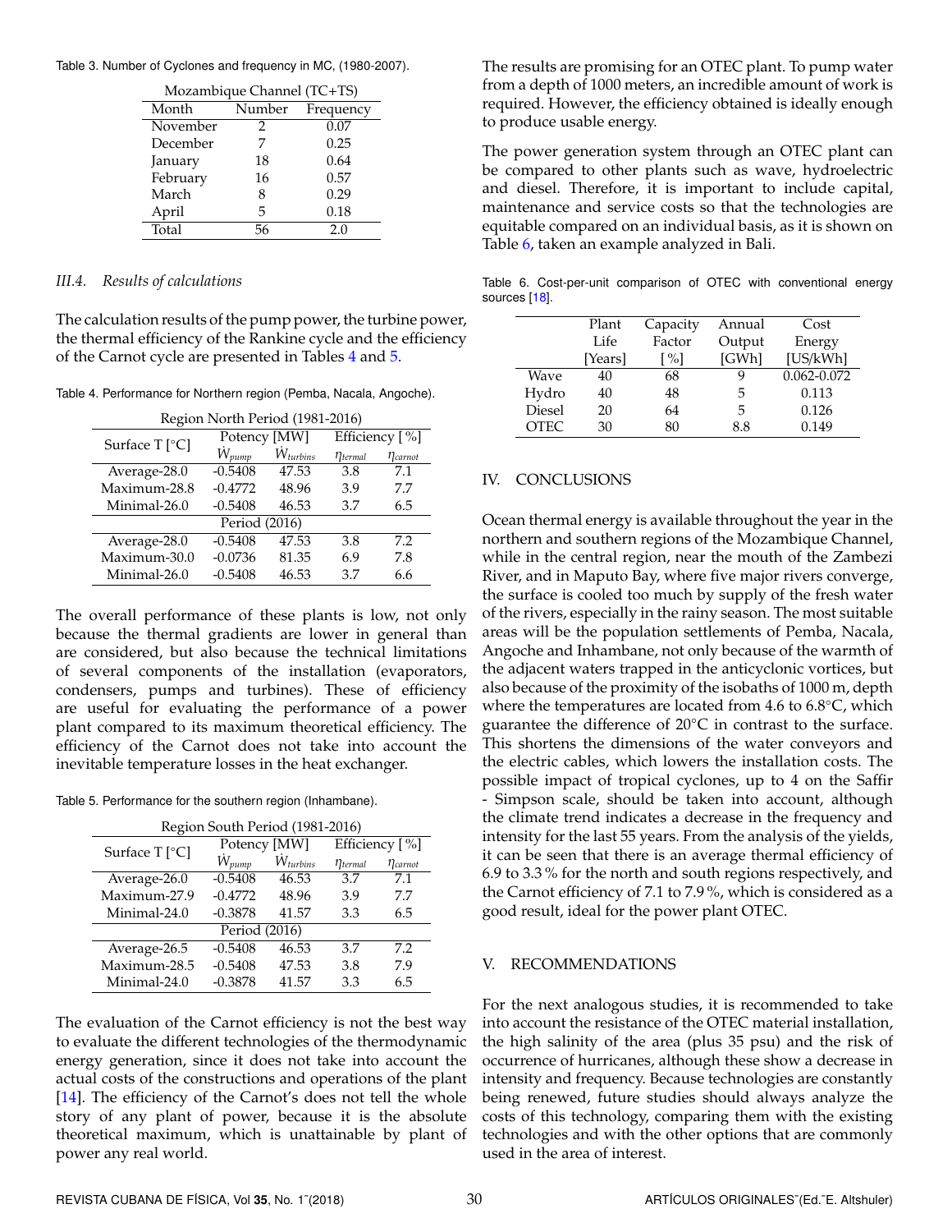Table 3. Number of Cyclones and frequency in MC, (1980-2007).

| Mozambique Channel (TC+TS) | | |
|---|---|---|
| Month | Number | Frequency |
| November | 2 | 0.07 |
| December | 7 | 0.25 |
| January | 18 | 0.64 |
| February | 16 | 0.57 |
| March | 8 | 0.29 |
| April | 5 | 0.18 |
| Total | 56 | 2.0 |

### *III.4. Results of calculations*

The calculation results of the pump power, the turbine power, the thermal efficiency of the Rankine cycle and the efficiency of the Carnot cycle are presented in Tables 4 and 5.

Table 4. Performance for Northern region (Pemba, Nacala, Angoche).

| Region North Period (1981-2016) | | | | |
|---|---|---|---|---|
| Surface T [°C] | Potency [MW] | | Efficiency [%] | |
| | $\dot{W}_{pump}$ | $\dot{W}_{turbins}$ | $\eta_{termal}$ | $\eta_{carnot}$ |
| Average-28.0 | -0.5408 | 47.53 | 3.8 | 7.1 |
| Maximum-28.8 | -0.4772 | 48.96 | 3.9 | 7.7 |
| Minimal-26.0 | -0.5408 | 46.53 | 3.7 | 6.5 |
| Period (2016) | | | | |
| Average-28.0 | -0.5408 | 47.53 | 3.8 | 7.2 |
| Maximum-30.0 | -0.0736 | 81.35 | 6.9 | 7.8 |
| Minimal-26.0 | -0.5408 | 46.53 | 3.7 | 6.6 |

The overall performance of these plants is low, not only because the thermal gradients are lower in general than are considered, but also because the technical limitations of several components of the installation (evaporators, condensers, pumps and turbines). These of efficiency are useful for evaluating the performance of a power plant compared to its maximum theoretical efficiency. The efficiency of the Carnot does not take into account the inevitable temperature losses in the heat exchanger.

Table 5. Performance for the southern region (Inhambane).

| Region South Period (1981-2016) | | | | |
|---|---|---|---|---|
| Surface T [°C] | Potency [MW] | | Efficiency [%] | |
| | $\dot{W}_{pump}$ | $\dot{W}_{turbins}$ | $\eta_{termal}$ | $\eta_{carnot}$ |
| Average-26.0 | -0.5408 | 46.53 | 3.7 | 7.1 |
| Maximum-27.9 | -0.4772 | 48.96 | 3.9 | 7.7 |
| Minimal-24.0 | -0.3878 | 41.57 | 3.3 | 6.5 |
| Period (2016) | | | | |
| Average-26.5 | -0.5408 | 46.53 | 3.7 | 7.2 |
| Maximum-28.5 | -0.5408 | 47.53 | 3.8 | 7.9 |
| Minimal-24.0 | -0.3878 | 41.57 | 3.3 | 6.5 |

The evaluation of the Carnot efficiency is not the best way to evaluate the different technologies of the thermodynamic energy generation, since it does not take into account the actual costs of the constructions and operations of the plant [14]. The efficiency of the Carnot's does not tell the whole story of any plant of power, because it is the absolute theoretical maximum, which is unattainable by plant of power any real world.

The results are promising for an OTEC plant. To pump water from a depth of 1000 meters, an incredible amount of work is required. However, the efficiency obtained is ideally enough to produce usable energy.

The power generation system through an OTEC plant can be compared to other plants such as wave, hydroelectric and diesel. Therefore, it is important to include capital, maintenance and service costs so that the technologies are equitable compared on an individual basis, as it is shown on Table 6, taken an example analyzed in Bali.

Table 6. Cost-per-unit comparison of OTEC with conventional energy sources [18].

| | Plant Life [Years] | Capacity Factor [%] | Annual Output [GWh] | Cost Energy [US/kWh] |
|---|---|---|---|---|
| Wave | 40 | 68 | 9 | 0.062-0.072 |
| Hydro | 40 | 48 | 5 | 0.113 |
| Diesel | 20 | 64 | 5 | 0.126 |
| OTEC | 30 | 80 | 8.8 | 0.149 |

## IV. CONCLUSIONS

Ocean thermal energy is available throughout the year in the northern and southern regions of the Mozambique Channel, while in the central region, near the mouth of the Zambezi River, and in Maputo Bay, where five major rivers converge, the surface is cooled too much by supply of the fresh water of the rivers, especially in the rainy season. The most suitable areas will be the population settlements of Pemba, Nacala, Angoche and Inhambane, not only because of the warmth of the adjacent waters trapped in the anticyclonic vortices, but also because of the proximity of the isobaths of 1000 m, depth where the temperatures are located from 4.6 to 6.8°C, which guarantee the difference of 20°C in contrast to the surface. This shortens the dimensions of the water conveyors and the electric cables, which lowers the installation costs. The possible impact of tropical cyclones, up to 4 on the Saffir - Simpson scale, should be taken into account, although the climate trend indicates a decrease in the frequency and intensity for the last 55 years. From the analysis of the yields, it can be seen that there is an average thermal efficiency of 6.9 to 3.3 % for the north and south regions respectively, and the Carnot efficiency of 7.1 to 7.9 %, which is considered as a good result, ideal for the power plant OTEC.

## V. RECOMMENDATIONS

For the next analogous studies, it is recommended to take into account the resistance of the OTEC material installation, the high salinity of the area (plus 35 psu) and the risk of occurrence of hurricanes, although these show a decrease in intensity and frequency. Because technologies are constantly being renewed, future studies should always analyze the costs of this technology, comparing them with the existing technologies and with the other options that are commonly used in the area of interest.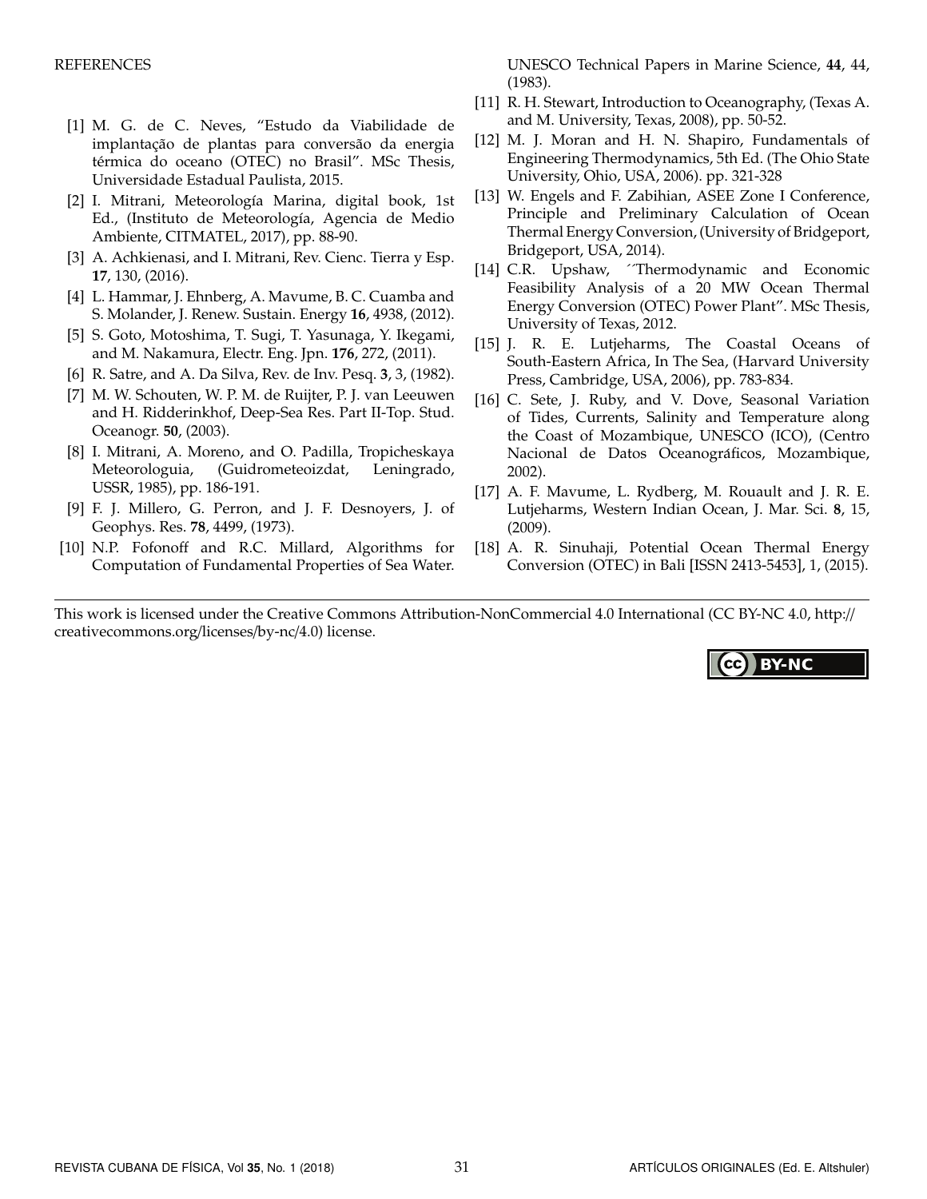REFERENCES

[1] M. G. de C. Neves, "Estudo da Viabilidade de implantação de plantas para conversão da energia térmica do oceano (OTEC) no Brasil". MSc Thesis, Universidade Estadual Paulista, 2015.

[2] I. Mitrani, Meteorología Marina, digital book, 1st Ed., (Instituto de Meteorología, Agencia de Medio Ambiente, CITMATEL, 2017), pp. 88-90.

[3] A. Achkienasi, and I. Mitrani, Rev. Cienc. Tierra y Esp. **17**, 130, (2016).

[4] L. Hammar, J. Ehnberg, A. Mavume, B. C. Cuamba and S. Molander, J. Renew. Sustain. Energy **16**, 4938, (2012).

[5] S. Goto, Motoshima, T. Sugi, T. Yasunaga, Y. Ikegami, and M. Nakamura, Electr. Eng. Jpn. **176**, 272, (2011).

[6] R. Satre, and A. Da Silva, Rev. de Inv. Pesq. **3**, 3, (1982).

[7] M. W. Schouten, W. P. M. de Ruijter, P. J. van Leeuwen and H. Ridderinkhof, Deep-Sea Res. Part II-Top. Stud. Oceanogr. **50**, (2003).

[8] I. Mitrani, A. Moreno, and O. Padilla, Tropicheskaya Meteorologuia, (Guidrometeoizdat, Leningrado, USSR, 1985), pp. 186-191.

[9] F. J. Millero, G. Perron, and J. F. Desnoyers, J. of Geophys. Res. **78**, 4499, (1973).

[10] N.P. Fofonoff and R.C. Millard, Algorithms for Computation of Fundamental Properties of Sea Water. UNESCO Technical Papers in Marine Science, **44**, 44, (1983).

[11] R. H. Stewart, Introduction to Oceanography, (Texas A. and M. University, Texas, 2008), pp. 50-52.

[12] M. J. Moran and H. N. Shapiro, Fundamentals of Engineering Thermodynamics, 5th Ed. (The Ohio State University, Ohio, USA, 2006). pp. 321-328

[13] W. Engels and F. Zabihian, ASEE Zone I Conference, Principle and Preliminary Calculation of Ocean Thermal Energy Conversion, (University of Bridgeport, Bridgeport, USA, 2014).

[14] C.R. Upshaw, ´´Thermodynamic and Economic Feasibility Analysis of a 20 MW Ocean Thermal Energy Conversion (OTEC) Power Plant". MSc Thesis, University of Texas, 2012.

[15] J. R. E. Lutjeharms, The Coastal Oceans of South-Eastern Africa, In The Sea, (Harvard University Press, Cambridge, USA, 2006), pp. 783-834.

[16] C. Sete, J. Ruby, and V. Dove, Seasonal Variation of Tides, Currents, Salinity and Temperature along the Coast of Mozambique, UNESCO (ICO), (Centro Nacional de Datos Oceanográficos, Mozambique, 2002).

[17] A. F. Mavume, L. Rydberg, M. Rouault and J. R. E. Lutjeharms, Western Indian Ocean, J. Mar. Sci. **8**, 15, (2009).

[18] A. R. Sinuhaji, Potential Ocean Thermal Energy Conversion (OTEC) in Bali [ISSN 2413-5453], 1, (2015).

---

This work is licensed under the Creative Commons Attribution-NonCommercial 4.0 International (CC BY-NC 4.0, http://creativecommons.org/licenses/by-nc/4.0) license.